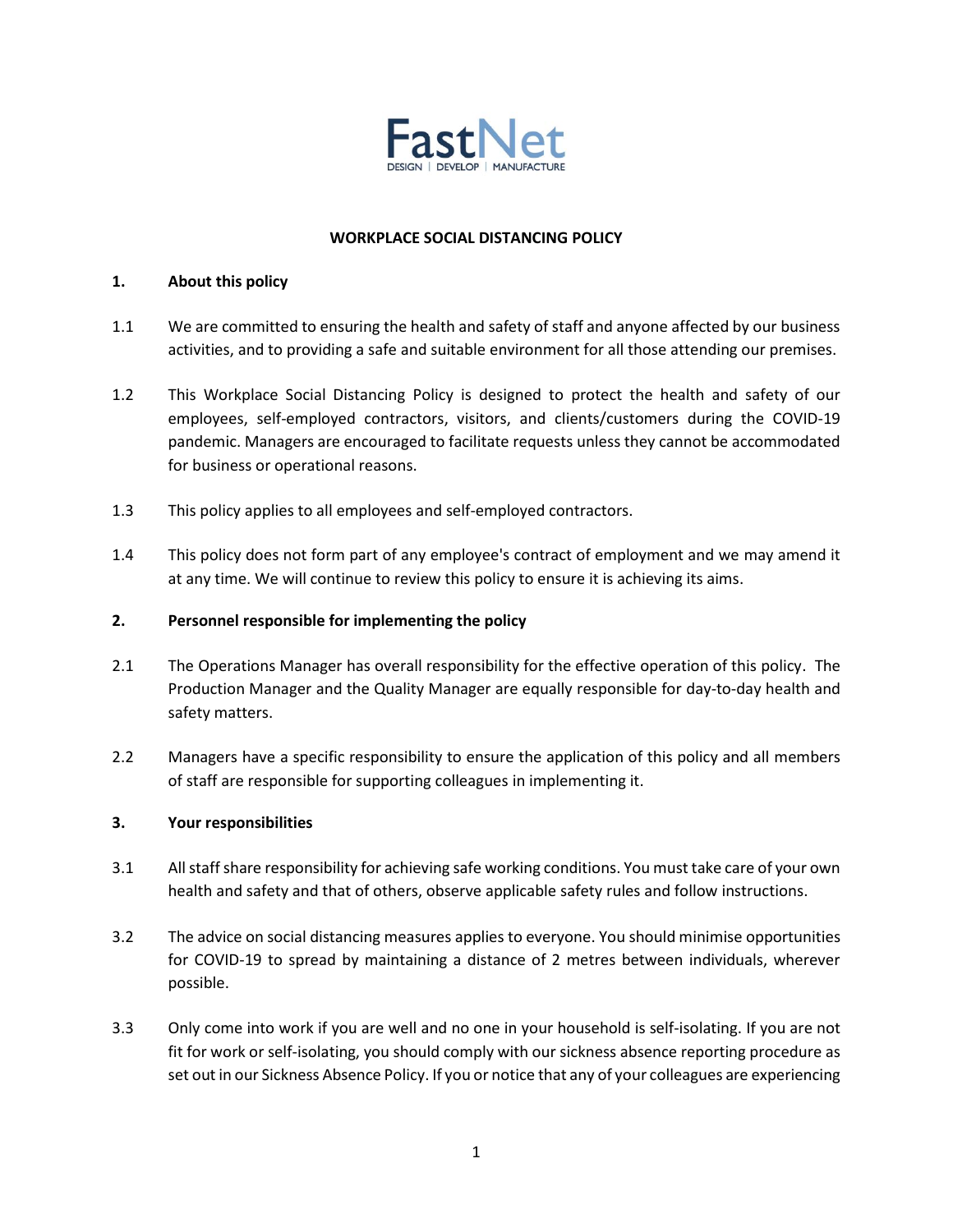FastNet

DESIGN | DEVELOP | MANUFACTURE

# WORKPLACE SOCIAL DISTANCING POLICY

## 1. About this policy

1.1 We are committed to ensuring the health and safety of staff and anyone affected by our business activities, and to providing a safe and suitable environment for all those attending our premises.

1.2 This Workplace Social Distancing Policy is designed to protect the health and safety of our employees, self-employed contractors, visitors, and clients/customers during the COVID-19 pandemic. Managers are encouraged to facilitate requests unless they cannot be accommodated for business or operational reasons.

1.3 This policy applies to all employees and self-employed contractors.

1.4 This policy does not form part of any employee's contract of employment and we may amend it at any time. We will continue to review this policy to ensure it is achieving its aims.

## 2. Personnel responsible for implementing the policy

2.1 The Operations Manager has overall responsibility for the effective operation of this policy. The Production Manager and the Quality Manager are equally responsible for day-to-day health and safety matters.

2.2 Managers have a specific responsibility to ensure the application of this policy and all members of staff are responsible for supporting colleagues in implementing it.

## 3. Your responsibilities

3.1 All staff share responsibility for achieving safe working conditions. You must take care of your own health and safety and that of others, observe applicable safety rules and follow instructions.

3.2 The advice on social distancing measures applies to everyone. You should minimise opportunities for COVID-19 to spread by maintaining a distance of 2 metres between individuals, wherever possible.

3.3 Only come into work if you are well and no one in your household is self-isolating. If you are not fit for work or self-isolating, you should comply with our sickness absence reporting procedure as set out in our Sickness Absence Policy. If you or notice that any of your colleagues are experiencing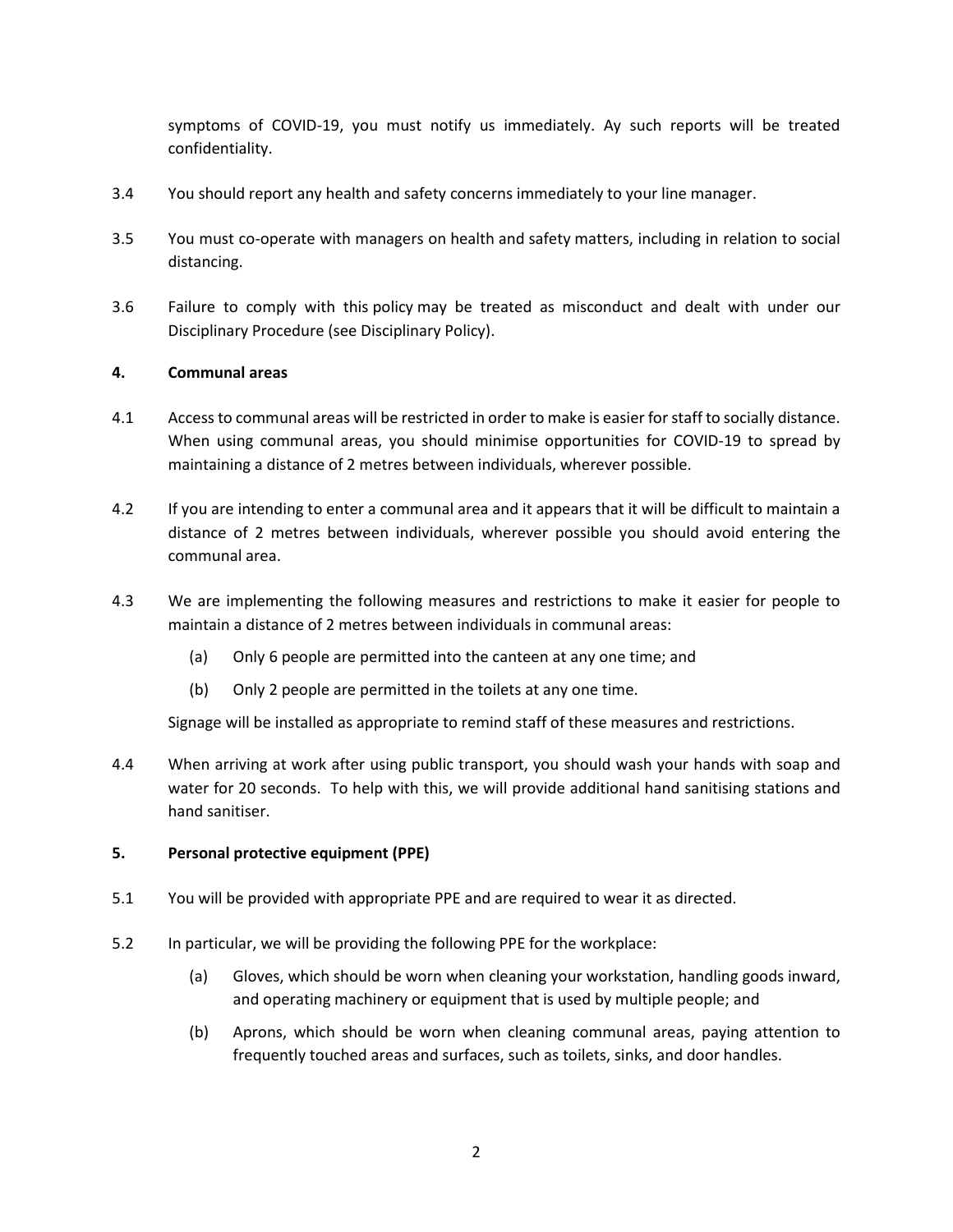symptoms of COVID-19, you must notify us immediately. Ay such reports will be treated confidentiality.

3.4 You should report any health and safety concerns immediately to your line manager.

3.5 You must co-operate with managers on health and safety matters, including in relation to social distancing.

3.6 Failure to comply with this policy may be treated as misconduct and dealt with under our Disciplinary Procedure (see Disciplinary Policy).

**4. Communal areas**

4.1 Access to communal areas will be restricted in order to make is easier for staff to socially distance. When using communal areas, you should minimise opportunities for COVID-19 to spread by maintaining a distance of 2 metres between individuals, wherever possible.

4.2 If you are intending to enter a communal area and it appears that it will be difficult to maintain a distance of 2 metres between individuals, wherever possible you should avoid entering the communal area.

4.3 We are implementing the following measures and restrictions to make it easier for people to maintain a distance of 2 metres between individuals in communal areas:

(a) Only 6 people are permitted into the canteen at any one time; and

(b) Only 2 people are permitted in the toilets at any one time.

Signage will be installed as appropriate to remind staff of these measures and restrictions.

4.4 When arriving at work after using public transport, you should wash your hands with soap and water for 20 seconds. To help with this, we will provide additional hand sanitising stations and hand sanitiser.

**5. Personal protective equipment (PPE)**

5.1 You will be provided with appropriate PPE and are required to wear it as directed.

5.2 In particular, we will be providing the following PPE for the workplace:

(a) Gloves, which should be worn when cleaning your workstation, handling goods inward, and operating machinery or equipment that is used by multiple people; and

(b) Aprons, which should be worn when cleaning communal areas, paying attention to frequently touched areas and surfaces, such as toilets, sinks, and door handles.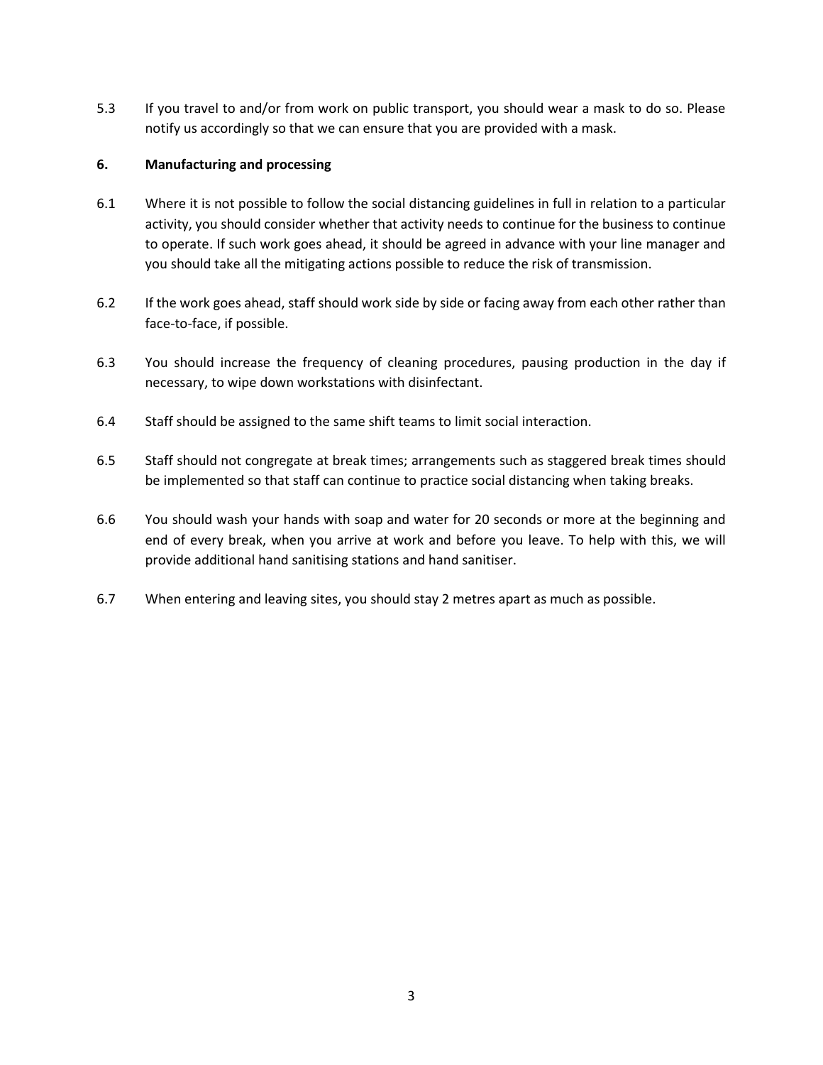5.3 If you travel to and/or from work on public transport, you should wear a mask to do so. Please notify us accordingly so that we can ensure that you are provided with a mask.

## 6. Manufacturing and processing

6.1 Where it is not possible to follow the social distancing guidelines in full in relation to a particular activity, you should consider whether that activity needs to continue for the business to continue to operate. If such work goes ahead, it should be agreed in advance with your line manager and you should take all the mitigating actions possible to reduce the risk of transmission.

6.2 If the work goes ahead, staff should work side by side or facing away from each other rather than face-to-face, if possible.

6.3 You should increase the frequency of cleaning procedures, pausing production in the day if necessary, to wipe down workstations with disinfectant.

6.4 Staff should be assigned to the same shift teams to limit social interaction.

6.5 Staff should not congregate at break times; arrangements such as staggered break times should be implemented so that staff can continue to practice social distancing when taking breaks.

6.6 You should wash your hands with soap and water for 20 seconds or more at the beginning and end of every break, when you arrive at work and before you leave. To help with this, we will provide additional hand sanitising stations and hand sanitiser.

6.7 When entering and leaving sites, you should stay 2 metres apart as much as possible.